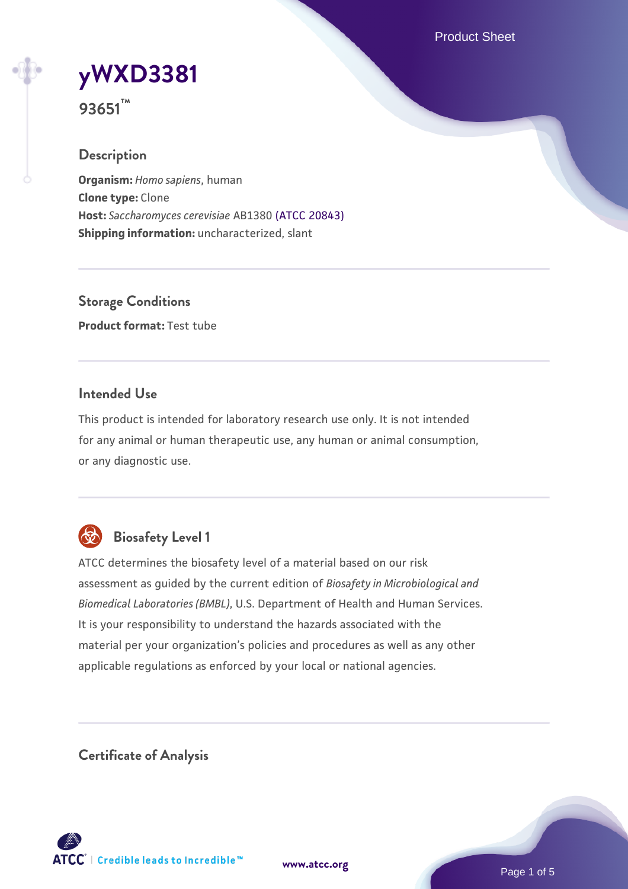# yWXD3381

**93651™**

## Description

**Organism:** *Homo sapiens*, human
**Clone type:** Clone
**Host:** *Saccharomyces cerevisiae* AB1380 (ATCC 20843)
**Shipping information:** uncharacterized, slant

## Storage Conditions

**Product format:** Test tube

## Intended Use

This product is intended for laboratory research use only. It is not intended for any animal or human therapeutic use, any human or animal consumption, or any diagnostic use.

## Biosafety Level 1

ATCC determines the biosafety level of a material based on our risk assessment as guided by the current edition of *Biosafety in Microbiological and Biomedical Laboratories (BMBL)*, U.S. Department of Health and Human Services. It is your responsibility to understand the hazards associated with the material per your organization's policies and procedures as well as any other applicable regulations as enforced by your local or national agencies.

## Certificate of Analysis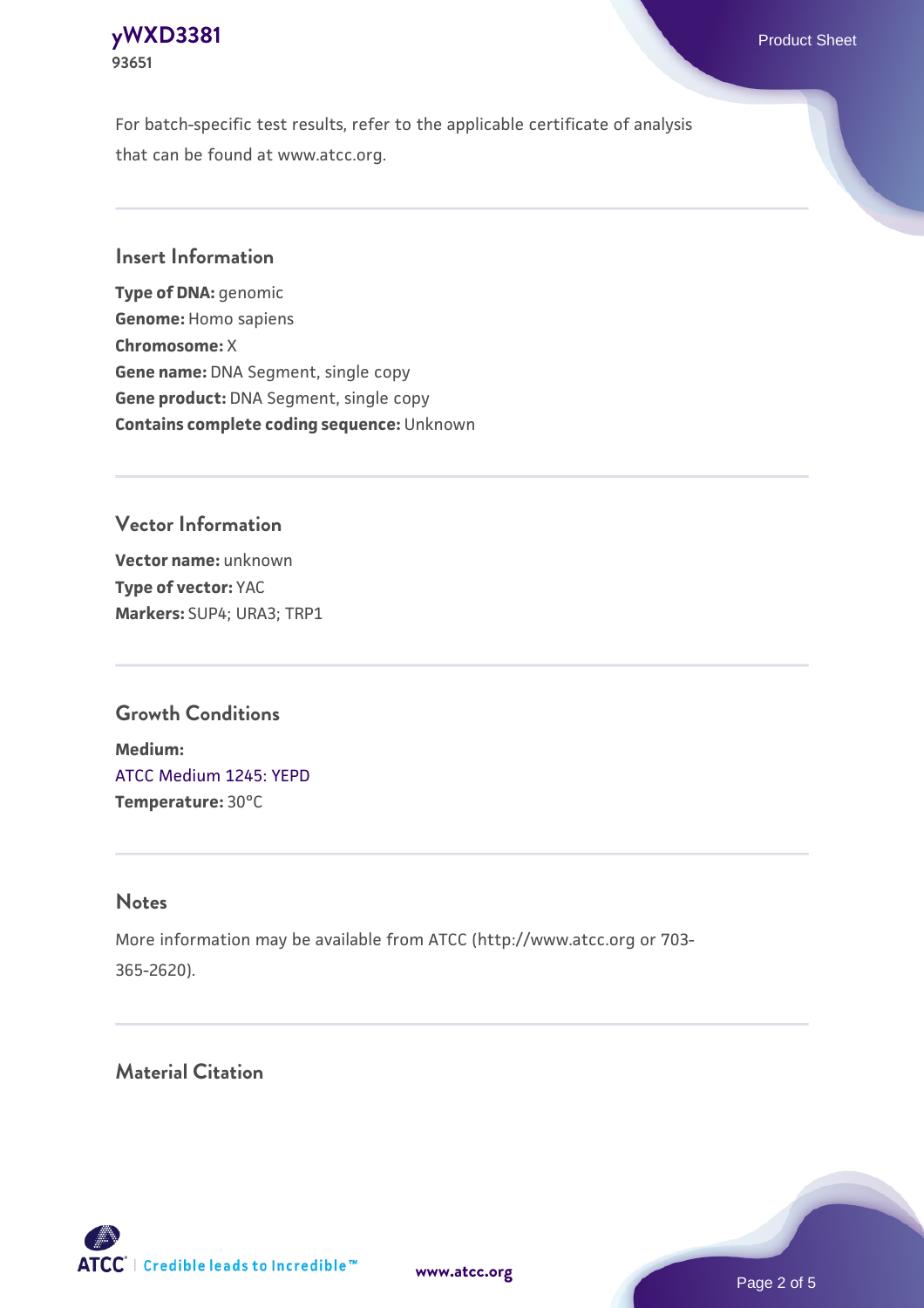For batch-specific test results, refer to the applicable certificate of analysis that can be found at www.atcc.org.

## Insert Information

**Type of DNA:** genomic
**Genome:** Homo sapiens
**Chromosome:** X
**Gene name:** DNA Segment, single copy
**Gene product:** DNA Segment, single copy
**Contains complete coding sequence:** Unknown

## Vector Information

**Vector name:** unknown
**Type of vector:** YAC
**Markers:** SUP4; URA3; TRP1

## Growth Conditions

**Medium:**
ATCC Medium 1245: YEPD
**Temperature:** 30°C

## Notes

More information may be available from ATCC (http://www.atcc.org or 703-365-2620).

## Material Citation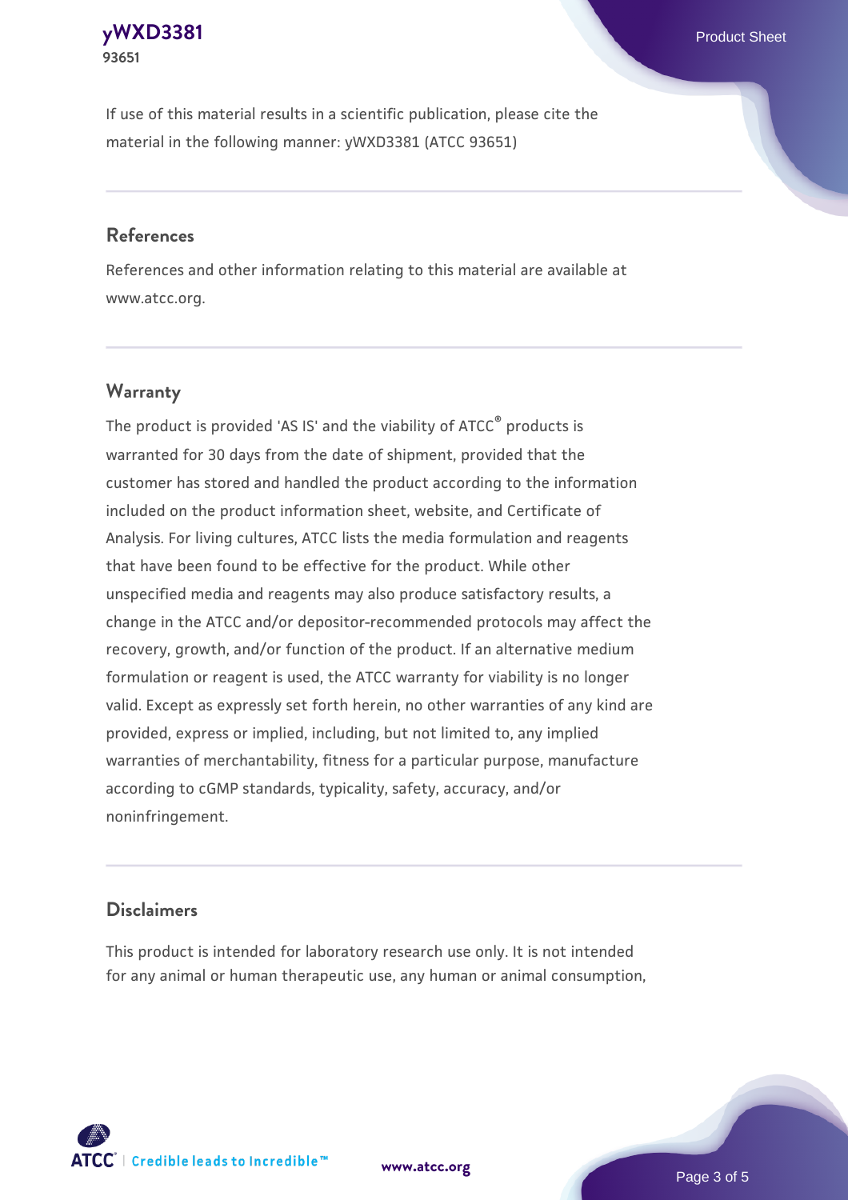If use of this material results in a scientific publication, please cite the material in the following manner: yWXD3381 (ATCC 93651)

## References

References and other information relating to this material are available at www.atcc.org.

## Warranty

The product is provided 'AS IS' and the viability of ATCC® products is warranted for 30 days from the date of shipment, provided that the customer has stored and handled the product according to the information included on the product information sheet, website, and Certificate of Analysis. For living cultures, ATCC lists the media formulation and reagents that have been found to be effective for the product. While other unspecified media and reagents may also produce satisfactory results, a change in the ATCC and/or depositor-recommended protocols may affect the recovery, growth, and/or function of the product. If an alternative medium formulation or reagent is used, the ATCC warranty for viability is no longer valid. Except as expressly set forth herein, no other warranties of any kind are provided, express or implied, including, but not limited to, any implied warranties of merchantability, fitness for a particular purpose, manufacture according to cGMP standards, typicality, safety, accuracy, and/or noninfringement.

## Disclaimers

This product is intended for laboratory research use only. It is not intended for any animal or human therapeutic use, any human or animal consumption,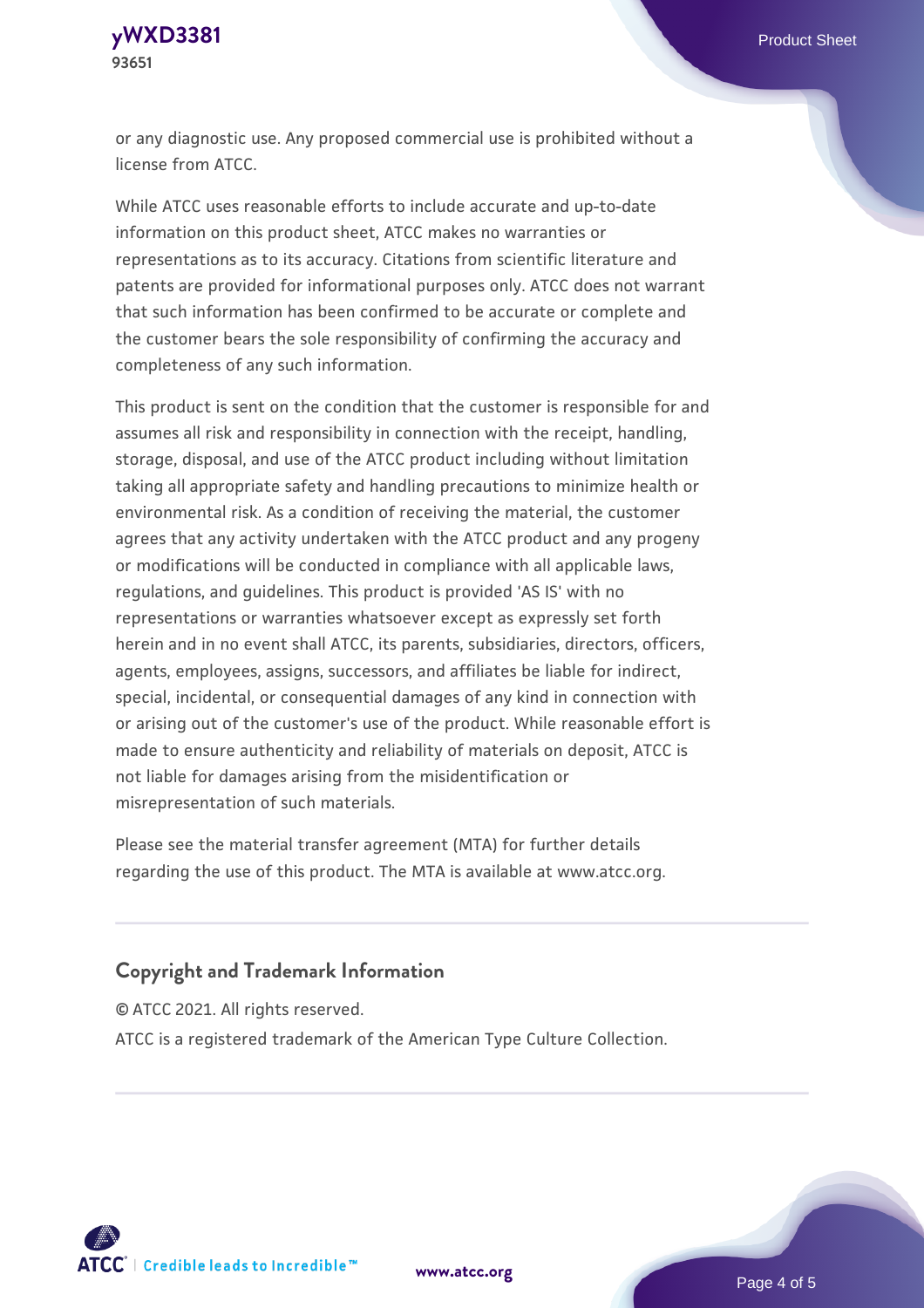or any diagnostic use. Any proposed commercial use is prohibited without a license from ATCC.

While ATCC uses reasonable efforts to include accurate and up-to-date information on this product sheet, ATCC makes no warranties or representations as to its accuracy. Citations from scientific literature and patents are provided for informational purposes only. ATCC does not warrant that such information has been confirmed to be accurate or complete and the customer bears the sole responsibility of confirming the accuracy and completeness of any such information.

This product is sent on the condition that the customer is responsible for and assumes all risk and responsibility in connection with the receipt, handling, storage, disposal, and use of the ATCC product including without limitation taking all appropriate safety and handling precautions to minimize health or environmental risk. As a condition of receiving the material, the customer agrees that any activity undertaken with the ATCC product and any progeny or modifications will be conducted in compliance with all applicable laws, regulations, and guidelines. This product is provided 'AS IS' with no representations or warranties whatsoever except as expressly set forth herein and in no event shall ATCC, its parents, subsidiaries, directors, officers, agents, employees, assigns, successors, and affiliates be liable for indirect, special, incidental, or consequential damages of any kind in connection with or arising out of the customer's use of the product. While reasonable effort is made to ensure authenticity and reliability of materials on deposit, ATCC is not liable for damages arising from the misidentification or misrepresentation of such materials.

Please see the material transfer agreement (MTA) for further details regarding the use of this product. The MTA is available at www.atcc.org.

## Copyright and Trademark Information

© ATCC 2021. All rights reserved.

ATCC is a registered trademark of the American Type Culture Collection.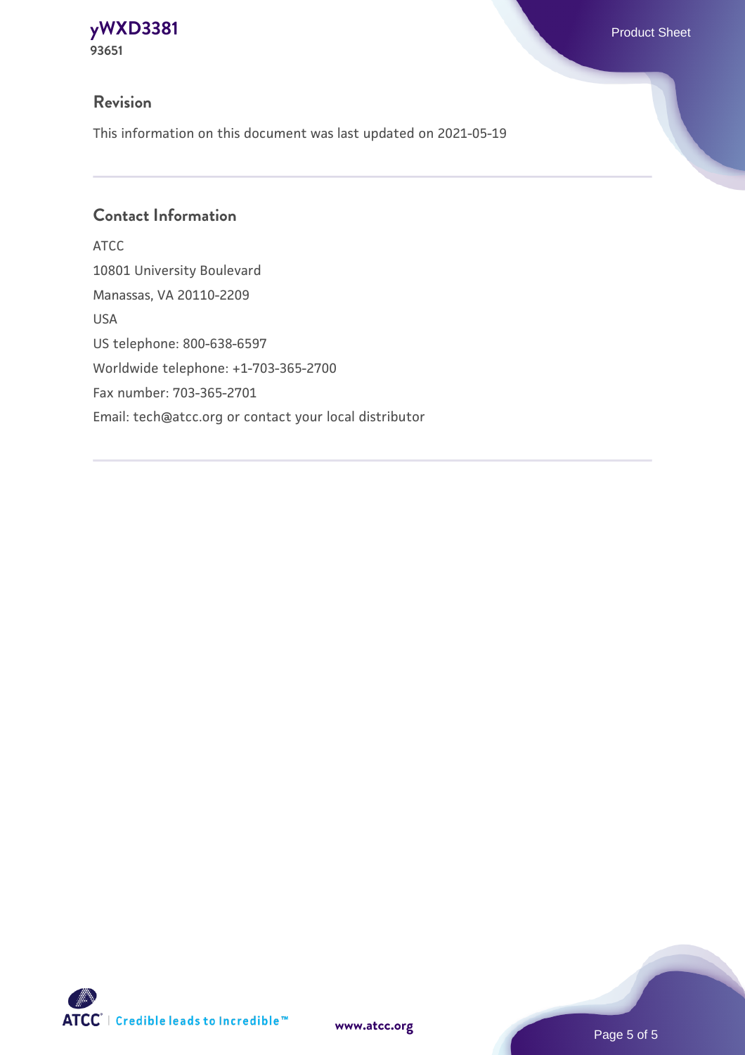## Revision

This information on this document was last updated on 2021-05-19

## Contact Information

ATCC
10801 University Boulevard
Manassas, VA 20110-2209
USA
US telephone: 800-638-6597
Worldwide telephone: +1-703-365-2700
Fax number: 703-365-2701
Email: tech@atcc.org or contact your local distributor